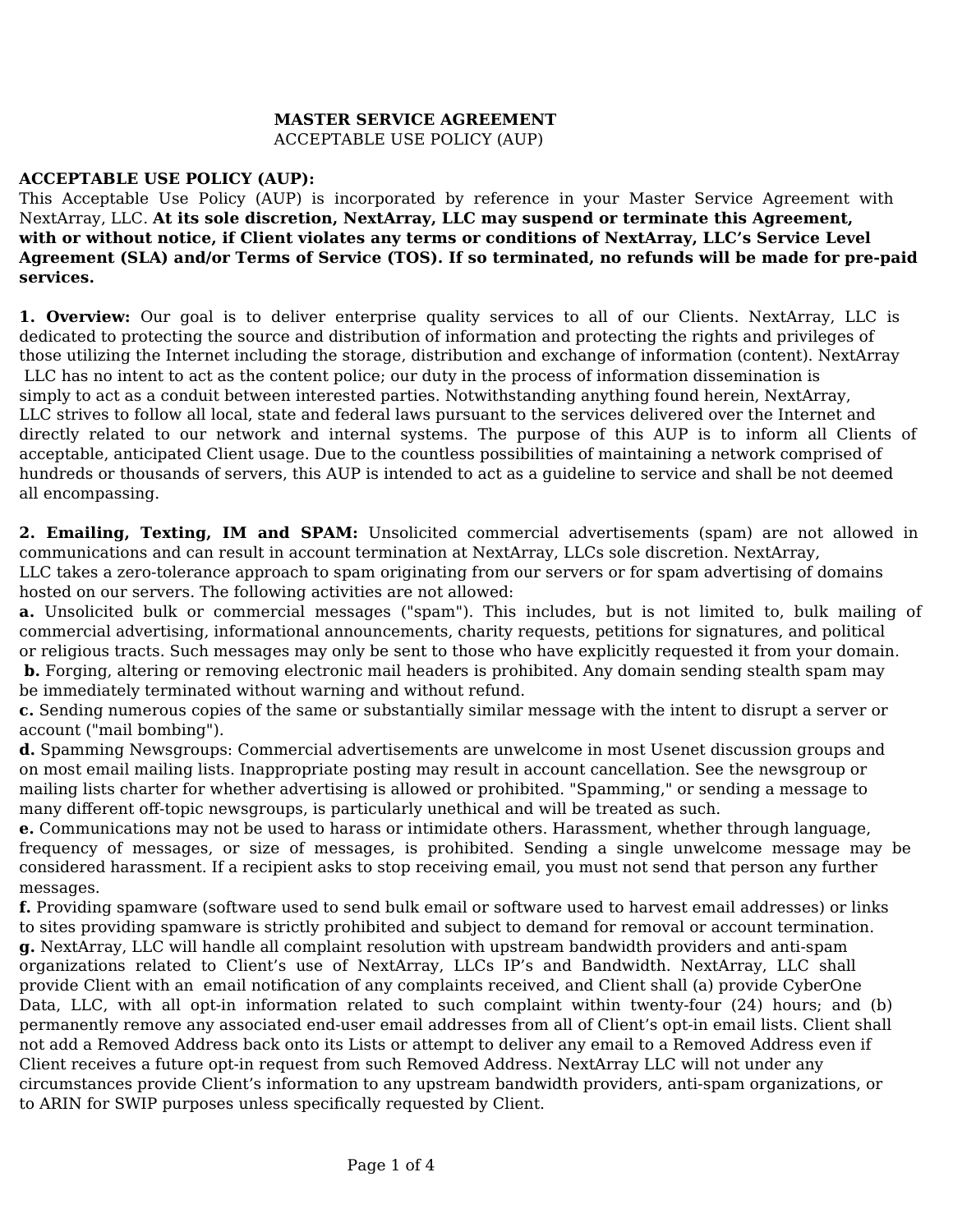**MASTER SERVICE AGREEMENT**
ACCEPTABLE USE POLICY (AUP)

**ACCEPTABLE USE POLICY (AUP):**
This Acceptable Use Policy (AUP) is incorporated by reference in your Master Service Agreement with NextArray, LLC. **At its sole discretion, NextArray, LLC may suspend or terminate this Agreement, with or without notice, if Client violates any terms or conditions of NextArray, LLC's Service Level Agreement (SLA) and/or Terms of Service (TOS). If so terminated, no refunds will be made for pre-paid services.**

**1. Overview:** Our goal is to deliver enterprise quality services to all of our Clients. NextArray, LLC is dedicated to protecting the source and distribution of information and protecting the rights and privileges of those utilizing the Internet including the storage, distribution and exchange of information (content). NextArray LLC has no intent to act as the content police; our duty in the process of information dissemination is simply to act as a conduit between interested parties. Notwithstanding anything found herein, NextArray, LLC strives to follow all local, state and federal laws pursuant to the services delivered over the Internet and directly related to our network and internal systems. The purpose of this AUP is to inform all Clients of acceptable, anticipated Client usage. Due to the countless possibilities of maintaining a network comprised of hundreds or thousands of servers, this AUP is intended to act as a guideline to service and shall be not deemed all encompassing.

**2. Emailing, Texting, IM and SPAM:** Unsolicited commercial advertisements (spam) are not allowed in communications and can result in account termination at NextArray, LLCs sole discretion. NextArray, LLC takes a zero-tolerance approach to spam originating from our servers or for spam advertising of domains hosted on our servers. The following activities are not allowed:

**a.** Unsolicited bulk or commercial messages ("spam"). This includes, but is not limited to, bulk mailing of commercial advertising, informational announcements, charity requests, petitions for signatures, and political or religious tracts. Such messages may only be sent to those who have explicitly requested it from your domain.

**b.** Forging, altering or removing electronic mail headers is prohibited. Any domain sending stealth spam may be immediately terminated without warning and without refund.

**c.** Sending numerous copies of the same or substantially similar message with the intent to disrupt a server or account ("mail bombing").

**d.** Spamming Newsgroups: Commercial advertisements are unwelcome in most Usenet discussion groups and on most email mailing lists. Inappropriate posting may result in account cancellation. See the newsgroup or mailing lists charter for whether advertising is allowed or prohibited. "Spamming," or sending a message to many different off-topic newsgroups, is particularly unethical and will be treated as such.

**e.** Communications may not be used to harass or intimidate others. Harassment, whether through language, frequency of messages, or size of messages, is prohibited. Sending a single unwelcome message may be considered harassment. If a recipient asks to stop receiving email, you must not send that person any further messages.

**f.** Providing spamware (software used to send bulk email or software used to harvest email addresses) or links to sites providing spamware is strictly prohibited and subject to demand for removal or account termination.

**g.** NextArray, LLC will handle all complaint resolution with upstream bandwidth providers and anti-spam organizations related to Client's use of NextArray, LLCs IP's and Bandwidth. NextArray, LLC shall provide Client with an email notification of any complaints received, and Client shall (a) provide CyberOne Data, LLC, with all opt-in information related to such complaint within twenty-four (24) hours; and (b) permanently remove any associated end-user email addresses from all of Client's opt-in email lists. Client shall not add a Removed Address back onto its Lists or attempt to deliver any email to a Removed Address even if Client receives a future opt-in request from such Removed Address. NextArray LLC will not under any circumstances provide Client's information to any upstream bandwidth providers, anti-spam organizations, or to ARIN for SWIP purposes unless specifically requested by Client.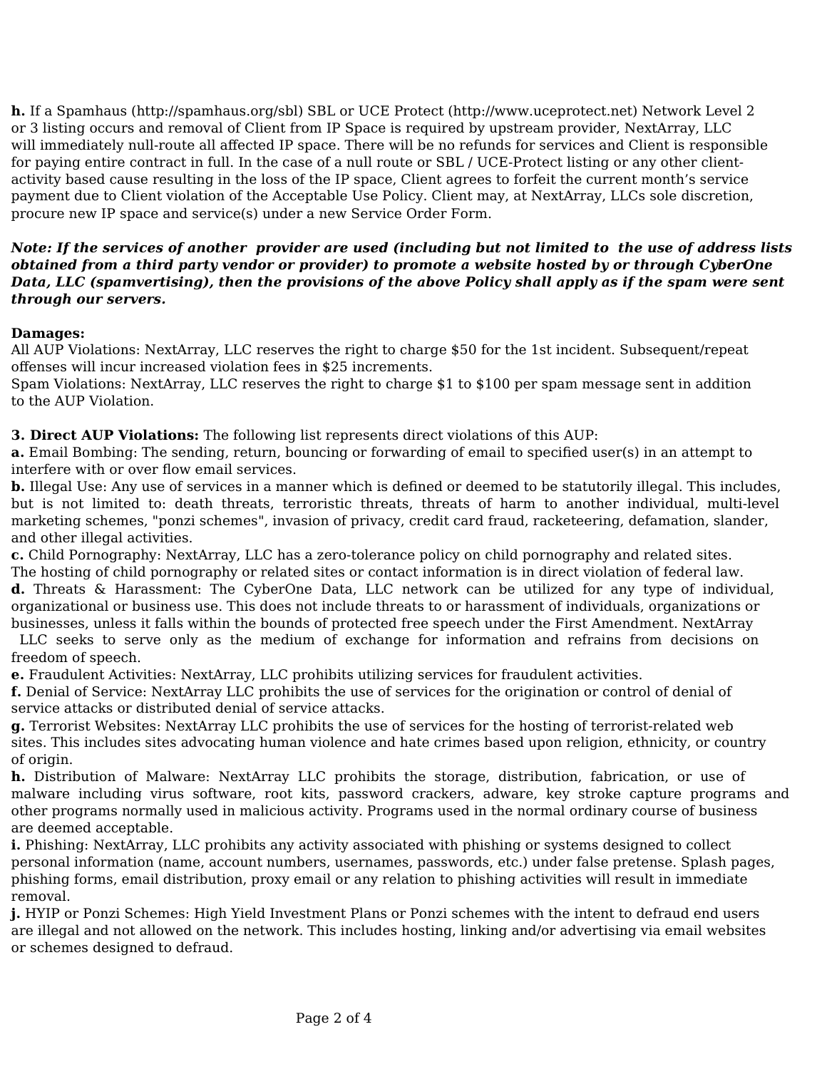**h.** If a Spamhaus (http://spamhaus.org/sbl) SBL or UCE Protect (http://www.uceprotect.net) Network Level 2 or 3 listing occurs and removal of Client from IP Space is required by upstream provider, NextArray, LLC will immediately null-route all affected IP space. There will be no refunds for services and Client is responsible for paying entire contract in full. In the case of a null route or SBL / UCE-Protect listing or any other client-activity based cause resulting in the loss of the IP space, Client agrees to forfeit the current month's service payment due to Client violation of the Acceptable Use Policy. Client may, at NextArray, LLCs sole discretion, procure new IP space and service(s) under a new Service Order Form.

***Note: If the services of another provider are used (including but not limited to the use of address lists obtained from a third party vendor or provider) to promote a website hosted by or through CyberOne Data, LLC (spamvertising), then the provisions of the above Policy shall apply as if the spam were sent through our servers.***

**Damages:**
All AUP Violations: NextArray, LLC reserves the right to charge $50 for the 1st incident. Subsequent/repeat offenses will incur increased violation fees in $25 increments.
Spam Violations: NextArray, LLC reserves the right to charge $1 to $100 per spam message sent in addition to the AUP Violation.

**3. Direct AUP Violations:** The following list represents direct violations of this AUP:

**a.** Email Bombing: The sending, return, bouncing or forwarding of email to specified user(s) in an attempt to interfere with or over flow email services.

**b.** Illegal Use: Any use of services in a manner which is defined or deemed to be statutorily illegal. This includes, but is not limited to: death threats, terroristic threats, threats of harm to another individual, multi-level marketing schemes, "ponzi schemes", invasion of privacy, credit card fraud, racketeering, defamation, slander, and other illegal activities.

**c.** Child Pornography: NextArray, LLC has a zero-tolerance policy on child pornography and related sites. The hosting of child pornography or related sites or contact information is in direct violation of federal law.

**d.** Threats & Harassment: The CyberOne Data, LLC network can be utilized for any type of individual, organizational or business use. This does not include threats to or harassment of individuals, organizations or businesses, unless it falls within the bounds of protected free speech under the First Amendment. NextArray LLC seeks to serve only as the medium of exchange for information and refrains from decisions on freedom of speech.

**e.** Fraudulent Activities: NextArray, LLC prohibits utilizing services for fraudulent activities.

**f.** Denial of Service: NextArray LLC prohibits the use of services for the origination or control of denial of service attacks or distributed denial of service attacks.

**g.** Terrorist Websites: NextArray LLC prohibits the use of services for the hosting of terrorist-related web sites. This includes sites advocating human violence and hate crimes based upon religion, ethnicity, or country of origin.

**h.** Distribution of Malware: NextArray LLC prohibits the storage, distribution, fabrication, or use of malware including virus software, root kits, password crackers, adware, key stroke capture programs and other programs normally used in malicious activity. Programs used in the normal ordinary course of business are deemed acceptable.

**i.** Phishing: NextArray, LLC prohibits any activity associated with phishing or systems designed to collect personal information (name, account numbers, usernames, passwords, etc.) under false pretense. Splash pages, phishing forms, email distribution, proxy email or any relation to phishing activities will result in immediate removal.

**j.** HYIP or Ponzi Schemes: High Yield Investment Plans or Ponzi schemes with the intent to defraud end users are illegal and not allowed on the network. This includes hosting, linking and/or advertising via email websites or schemes designed to defraud.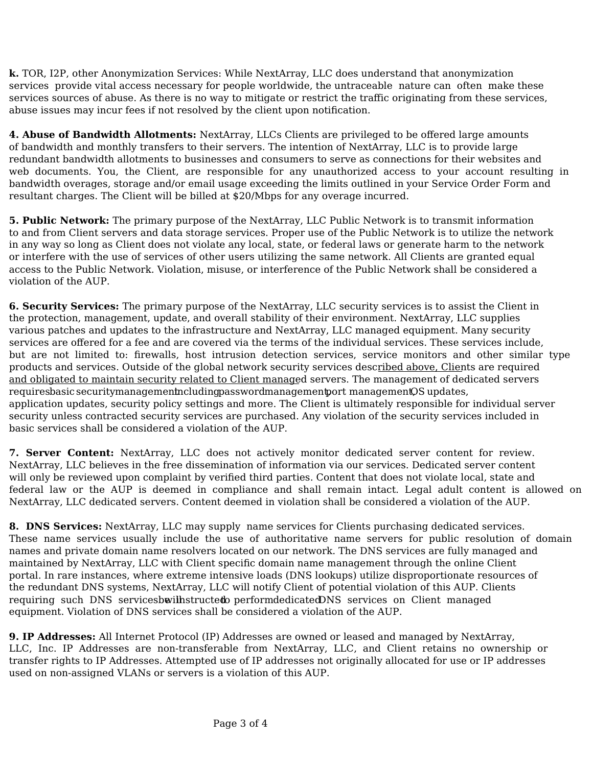**k.** TOR, I2P, other Anonymization Services: While NextArray, LLC does understand that anonymization services provide vital access necessary for people worldwide, the untraceable nature can often make these services sources of abuse. As there is no way to mitigate or restrict the traffic originating from these services, abuse issues may incur fees if not resolved by the client upon notification.

**4. Abuse of Bandwidth Allotments:** NextArray, LLCs Clients are privileged to be offered large amounts of bandwidth and monthly transfers to their servers. The intention of NextArray, LLC is to provide large redundant bandwidth allotments to businesses and consumers to serve as connections for their websites and web documents. You, the Client, are responsible for any unauthorized access to your account resulting in bandwidth overages, storage and/or email usage exceeding the limits outlined in your Service Order Form and resultant charges. The Client will be billed at $20/Mbps for any overage incurred.

**5. Public Network:** The primary purpose of the NextArray, LLC Public Network is to transmit information to and from Client servers and data storage services. Proper use of the Public Network is to utilize the network in any way so long as Client does not violate any local, state, or federal laws or generate harm to the network or interfere with the use of services of other users utilizing the same network. All Clients are granted equal access to the Public Network. Violation, misuse, or interference of the Public Network shall be considered a violation of the AUP.

**6. Security Services:** The primary purpose of the NextArray, LLC security services is to assist the Client in the protection, management, update, and overall stability of their environment. NextArray, LLC supplies various patches and updates to the infrastructure and NextArray, LLC managed equipment. Many security services are offered for a fee and are covered via the terms of the individual services. These services include, but are not limited to: firewalls, host intrusion detection services, service monitors and other similar type products and services. Outside of the global network security services described above, Clients are required and obligated to maintain security related to Client managed servers. The management of dedicated servers requires basic security management including password management, port management, OS updates, application updates, security policy settings and more. The Client is ultimately responsible for individual server security unless contracted security services are purchased. Any violation of the security services included in basic services shall be considered a violation of the AUP.

**7. Server Content:** NextArray, LLC does not actively monitor dedicated server content for review. NextArray, LLC believes in the free dissemination of information via our services. Dedicated server content will only be reviewed upon complaint by verified third parties. Content that does not violate local, state and federal law or the AUP is deemed in compliance and shall remain intact. Legal adult content is allowed on NextArray, LLC dedicated servers. Content deemed in violation shall be considered a violation of the AUP.

**8. DNS Services:** NextArray, LLC may supply name services for Clients purchasing dedicated services. These name services usually include the use of authoritative name servers for public resolution of domain names and private domain name resolvers located on our network. The DNS services are fully managed and maintained by NextArray, LLC with Client specific domain name management through the online Client portal. In rare instances, where extreme intensive loads (DNS lookups) utilize disproportionate resources of the redundant DNS systems, NextArray, LLC will notify Client of potential violation of this AUP. Clients requiring such DNS services will be instructed to perform dedicated DNS services on Client managed equipment. Violation of DNS services shall be considered a violation of the AUP.

**9. IP Addresses:** All Internet Protocol (IP) Addresses are owned or leased and managed by NextArray, LLC, Inc. IP Addresses are non-transferable from NextArray, LLC, and Client retains no ownership or transfer rights to IP Addresses. Attempted use of IP addresses not originally allocated for use or IP addresses used on non-assigned VLANs or servers is a violation of this AUP.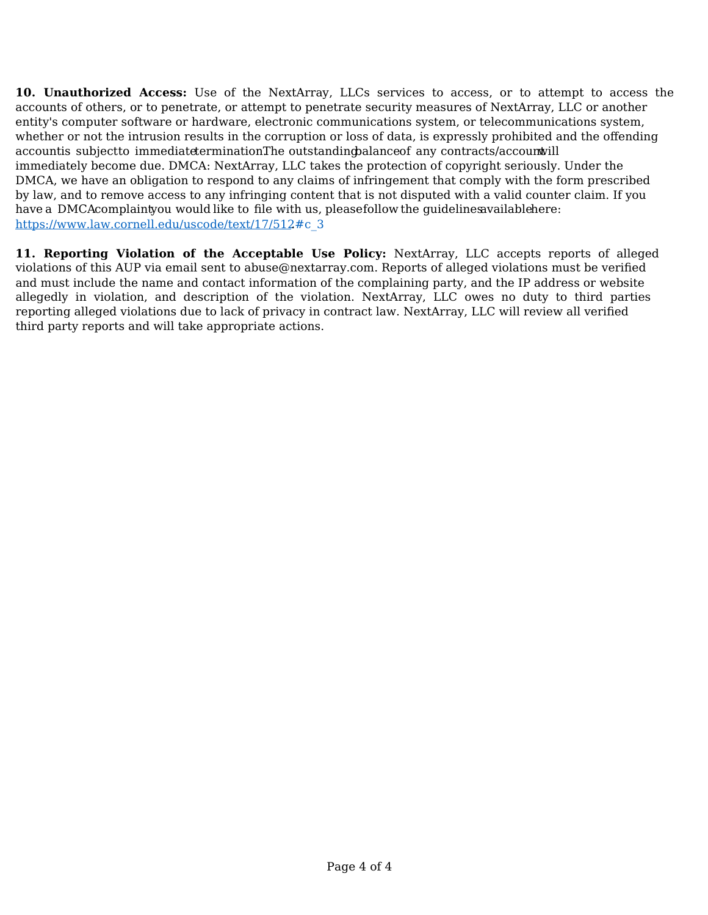**10. Unauthorized Access:** Use of the NextArray, LLCs services to access, or to attempt to access the accounts of others, or to penetrate, or attempt to penetrate security measures of NextArray, LLC or another entity's computer software or hardware, electronic communications system, or telecommunications system, whether or not the intrusion results in the corruption or loss of data, is expressly prohibited and the offending account is subject to immediate termination. The outstanding balance of any contracts/account will immediately become due. DMCA: NextArray, LLC takes the protection of copyright seriously. Under the DMCA, we have an obligation to respond to any claims of infringement that comply with the form prescribed by law, and to remove access to any infringing content that is not disputed with a valid counter claim. If you have a DMCA complaint you would like to file with us, please follow the guidelines available here: https://www.law.cornell.edu/uscode/text/17/512#c_3

**11. Reporting Violation of the Acceptable Use Policy:** NextArray, LLC accepts reports of alleged violations of this AUP via email sent to abuse@nextarray.com. Reports of alleged violations must be verified and must include the name and contact information of the complaining party, and the IP address or website allegedly in violation, and description of the violation. NextArray, LLC owes no duty to third parties reporting alleged violations due to lack of privacy in contract law. NextArray, LLC will review all verified third party reports and will take appropriate actions.